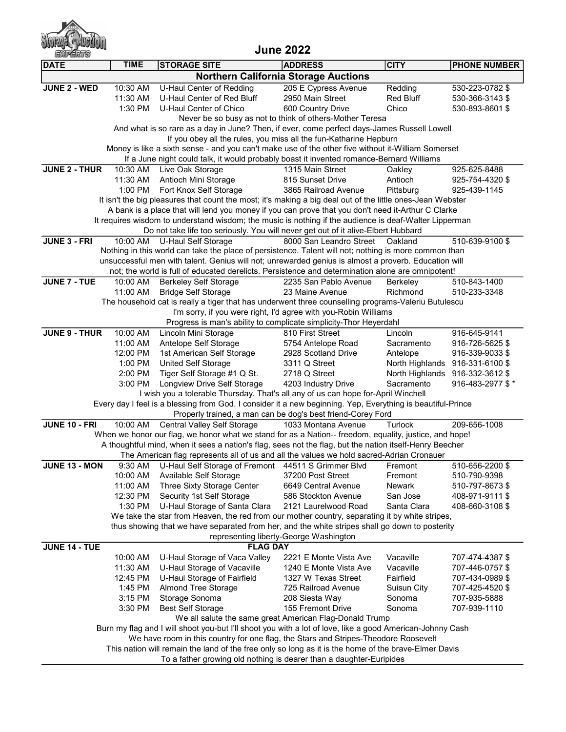## June 2022

| DATE | TIME | STORAGE SITE | ADDRESS | CITY | PHONE NUMBER |
|---|---|---|---|---|---|
| **Northern California Storage Auctions** | | | | | |
| **JUNE 2 - WED** | 10:30 AM | U-Haul Center of Redding | 205 E Cypress Avenue | Redding | 530-223-0782 $ |
| | 11:30 AM | U-Haul Center of Red Bluff | 2950 Main Street | Red Bluff | 530-366-3143 $ |
| | 1:30 PM | U-Haul Center of Chico | 600 Country Drive | Chico | 530-893-8601 $ |
| Never be so busy as not to think of others-Mother Teresa | | | | | |
| And what is so rare as a day in June? Then, if ever, come perfect days-James Russell Lowell | | | | | |
| If you obey all the rules, you miss all the fun-Katharine Hepburn | | | | | |
| Money is like a sixth sense - and you can't make use of the other five without it-William Somerset | | | | | |
| If a June night could talk, it would probably boast it invented romance-Bernard Williams | | | | | |
| **JUNE 2 - THUR** | 10:30 AM | Live Oak Storage | 1315 Main Street | Oakley | 925-625-8488 |
| | 11:30 AM | Antioch Mini Storage | 815 Sunset Drive | Antioch | 925-754-4320 $ |
| | 1:00 PM | Fort Knox Self Storage | 3865 Railroad Avenue | Pittsburg | 925-439-1145 |
| It isn't the big pleasures that count the most; it's making a big deal out of the little ones-Jean Webster | | | | | |
| A bank is a place that will lend you money if you can prove that you don't need it-Arthur C Clarke | | | | | |
| It requires wisdom to understand wisdom; the music is nothing if the audience is deaf-Walter Lipperman | | | | | |
| Do not take life too seriously. You will never get out of it alive-Elbert Hubbard | | | | | |
| **JUNE 3 - FRI** | 10:00 AM | U-Haul Self Storage | 8000 San Leandro Street | Oakland | 510-639-9100 $ |
| Nothing in this world can take the place of persistence. Talent will not; nothing is more common than unsuccessful men with talent. Genius will not; unrewarded genius is almost a proverb. Education will not; the world is full of educated derelicts. Persistence and determination alone are omnipotent! | | | | | |
| **JUNE 7 - TUE** | 10:00 AM | Berkeley Self Storage | 2235 San Pablo Avenue | Berkeley | 510-843-1400 |
| | 11:00 AM | Bridge Self Storage | 23 Maine Avenue | Richmond | 510-233-3348 |
| The household cat is really a tiger that has underwent three counselling programs-Valeriu Butulescu | | | | | |
| I'm sorry, if you were right, I'd agree with you-Robin Williams | | | | | |
| Progress is man's ability to complicate simplicity-Thor Heyerdahl | | | | | |
| **JUNE 9 - THUR** | 10:00 AM | Lincoln Mini Storage | 810 First Street | Lincoln | 916-645-9141 |
| | 11:00 AM | Antelope Self Storage | 5754 Antelope Road | Sacramento | 916-726-5625 $ |
| | 12:00 PM | 1st American Self Storage | 2928 Scotland Drive | Antelope | 916-339-9033 $ |
| | 1:00 PM | United Self Storage | 3311 Q Street | North Highlands | 916-331-6100 $ |
| | 2:00 PM | Tiger Self Storage #1 Q St. | 2718 Q Street | North Highlands | 916-332-3612 $ |
| | 3:00 PM | Longview Drive Self Storage | 4203 Industry Drive | Sacramento | 916-483-2977 $ * |
| I wish you a tolerable Thursday. That's all any of us can hope for-April Winchell | | | | | |
| Every day I feel is a blessing from God. I consider it a new beginning. Yep, Everything is beautiful-Prince | | | | | |
| Properly trained, a man can be dog's best friend-Corey Ford | | | | | |
| **JUNE 10 - FRI** | 10:00 AM | Central Valley Self Storage | 1033 Montana Avenue | Turlock | 209-656-1008 |
| When we honor our flag, we honor what we stand for as a Nation-- freedom, equality, justice, and hope! | | | | | |
| A thoughtful mind, when it sees a nation's flag, sees not the flag, but the nation itself-Henry Beecher | | | | | |
| The American flag represents all of us and all the values we hold sacred-Adrian Cronauer | | | | | |
| **JUNE 13 - MON** | 9:30 AM | U-Haul Self Storage of Fremont | 44511 S Grimmer Blvd | Fremont | 510-656-2200 $ |
| | 10:00 AM | Available Self Storage | 37200 Post Street | Fremont | 510-790-9398 |
| | 11:00 AM | Three Sixty Storage Center | 6649 Central Avenue | Newark | 510-797-8673 $ |
| | 12:30 PM | Security 1st Self Storage | 586 Stockton Avenue | San Jose | 408-971-9111 $ |
| | 1:30 PM | U-Haul Storage of Santa Clara | 2121 Laurelwood Road | Santa Clara | 408-660-3108 $ |
| We take the star from Heaven, the red from our mother country, separating it by white stripes, thus showing that we have separated from her, and the white stripes shall go down to posterity representing liberty-George Washington | | | | | |
| **JUNE 14 - TUE** | | **FLAG DAY** | | | |
| | 10:00 AM | U-Haul Storage of Vaca Valley | 2221 E Monte Vista Ave | Vacaville | 707-474-4387 $ |
| | 11:30 AM | U-Haul Storage of Vacaville | 1240 E Monte Vista Ave | Vacaville | 707-446-0757 $ |
| | 12:45 PM | U-Haul Storage of Fairfield | 1327 W Texas Street | Fairfield | 707-434-0989 $ |
| | 1:45 PM | Almond Tree Storage | 725 Railroad Avenue | Suisun City | 707-425-4520 $ |
| | 3:15 PM | Storage Sonoma | 208 Siesta Way | Sonoma | 707-935-5888 |
| | 3:30 PM | Best Self Storage | 155 Fremont Drive | Sonoma | 707-939-1110 |
| We all salute the same great American Flag-Donald Trump | | | | | |
| Burn my flag and I will shoot you-but I'll shoot you with a lot of love, like a good American-Johnny Cash | | | | | |
| We have room in this country for one flag, the Stars and Stripes-Theodore Roosevelt | | | | | |
| This nation will remain the land of the free only so long as it is the home of the brave-Elmer Davis | | | | | |
| To a father growing old nothing is dearer than a daughter-Euripides | | | | | |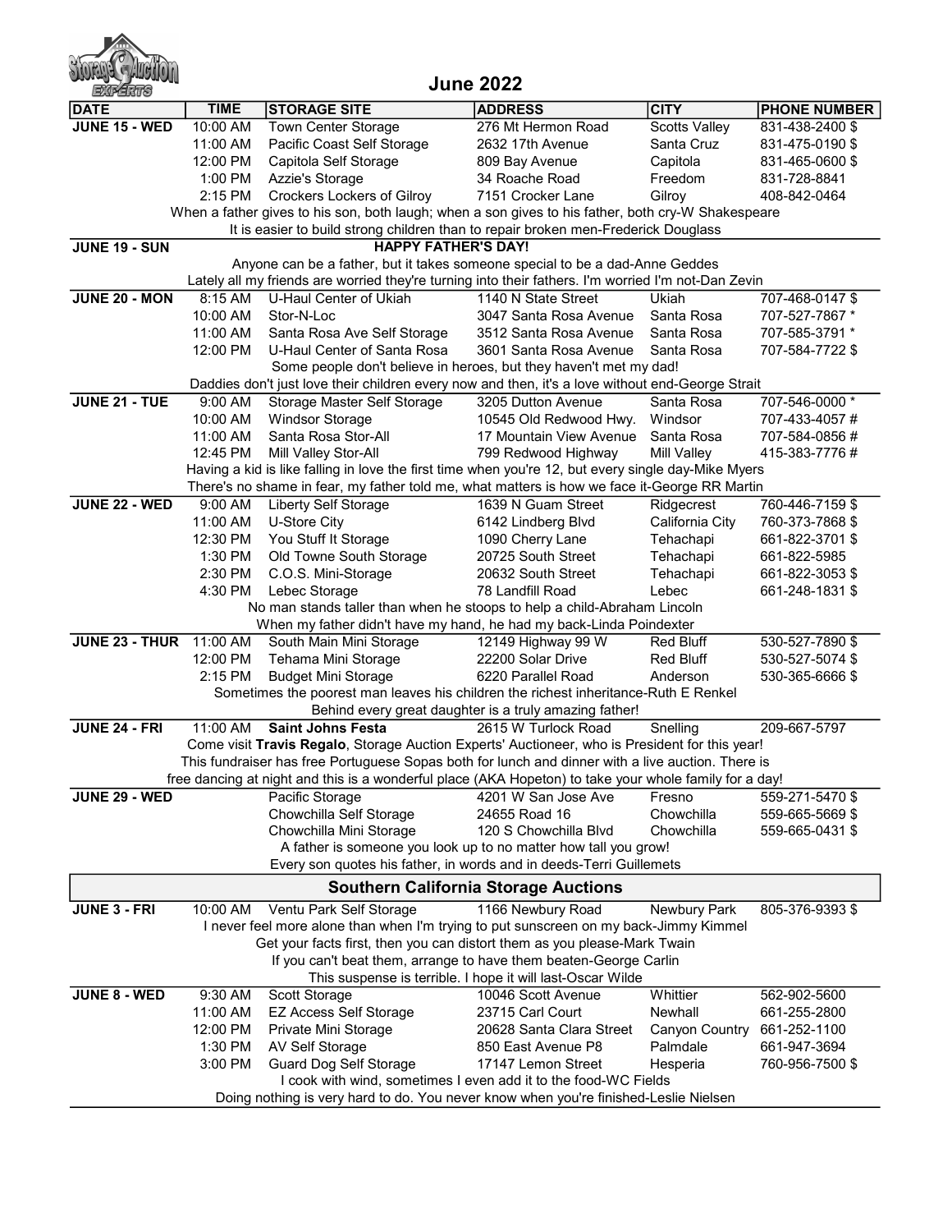# June 2022

| DATE | TIME | STORAGE SITE | ADDRESS | CITY | PHONE NUMBER |
|---|---|---|---|---|---|
| JUNE 15 - WED | 10:00 AM | Town Center Storage | 276 Mt Hermon Road | Scotts Valley | 831-438-2400 $ |
| | 11:00 AM | Pacific Coast Self Storage | 2632 17th Avenue | Santa Cruz | 831-475-0190 $ |
| | 12:00 PM | Capitola Self Storage | 809 Bay Avenue | Capitola | 831-465-0600 $ |
| | 1:00 PM | Azzie's Storage | 34 Roache Road | Freedom | 831-728-8841 |
| | 2:15 PM | Crockers Lockers of Gilroy | 7151 Crocker Lane | Gilroy | 408-842-0464 |
| | | When a father gives to his son, both laugh; when a son gives to his father, both cry-W Shakespeare | | | |
| | | It is easier to build strong children than to repair broken men-Frederick Douglass | | | |
| JUNE 19 - SUN | | HAPPY FATHER'S DAY! | | | |
| | | Anyone can be a father, but it takes someone special to be a dad-Anne Geddes | | | |
| | | Lately all my friends are worried they're turning into their fathers. I'm worried I'm not-Dan Zevin | | | |
| JUNE 20 - MON | 8:15 AM | U-Haul Center of Ukiah | 1140 N State Street | Ukiah | 707-468-0147 $ |
| | 10:00 AM | Stor-N-Loc | 3047 Santa Rosa Avenue | Santa Rosa | 707-527-7867 * |
| | 11:00 AM | Santa Rosa Ave Self Storage | 3512 Santa Rosa Avenue | Santa Rosa | 707-585-3791 * |
| | 12:00 PM | U-Haul Center of Santa Rosa | 3601 Santa Rosa Avenue | Santa Rosa | 707-584-7722 $ |
| | | Some people don't believe in heroes, but they haven't met my dad! | | | |
| | | Daddies don't just love their children every now and then, it's a love without end-George Strait | | | |
| JUNE 21 - TUE | 9:00 AM | Storage Master Self Storage | 3205 Dutton Avenue | Santa Rosa | 707-546-0000 * |
| | 10:00 AM | Windsor Storage | 10545 Old Redwood Hwy. | Windsor | 707-433-4057 # |
| | 11:00 AM | Santa Rosa Stor-All | 17 Mountain View Avenue | Santa Rosa | 707-584-0856 # |
| | 12:45 PM | Mill Valley Stor-All | 799 Redwood Highway | Mill Valley | 415-383-7776 # |
| | | Having a kid is like falling in love the first time when you're 12, but every single day-Mike Myers | | | |
| | | There's no shame in fear, my father told me, what matters is how we face it-George RR Martin | | | |
| JUNE 22 - WED | 9:00 AM | Liberty Self Storage | 1639 N Guam Street | Ridgecrest | 760-446-7159 $ |
| | 11:00 AM | U-Store City | 6142 Lindberg Blvd | California City | 760-373-7868 $ |
| | 12:30 PM | You Stuff It Storage | 1090 Cherry Lane | Tehachapi | 661-822-3701 $ |
| | 1:30 PM | Old Towne South Storage | 20725 South Street | Tehachapi | 661-822-5985 |
| | 2:30 PM | C.O.S. Mini-Storage | 20632 South Street | Tehachapi | 661-822-3053 $ |
| | 4:30 PM | Lebec Storage | 78 Landfill Road | Lebec | 661-248-1831 $ |
| | | No man stands taller than when he stoops to help a child-Abraham Lincoln | | | |
| | | When my father didn't have my hand, he had my back-Linda Poindexter | | | |
| JUNE 23 - THUR | 11:00 AM | South Main Mini Storage | 12149 Highway 99 W | Red Bluff | 530-527-7890 $ |
| | 12:00 PM | Tehama Mini Storage | 22200 Solar Drive | Red Bluff | 530-527-5074 $ |
| | 2:15 PM | Budget Mini Storage | 6220 Parallel Road | Anderson | 530-365-6666 $ |
| | | Sometimes the poorest man leaves his children the richest inheritance-Ruth E Renkel | | | |
| | | Behind every great daughter is a truly amazing father! | | | |
| JUNE 24 - FRI | 11:00 AM | **Saint Johns Festa** | 2615 W Turlock Road | Snelling | 209-667-5797 |
| | | Come visit **Travis Regalo**, Storage Auction Experts' Auctioneer, who is President for this year! | | | |
| | | This fundraiser has free Portuguese Sopas both for lunch and dinner with a live auction. There is | | | |
| | | free dancing at night and this is a wonderful place (AKA Hopeton) to take your whole family for a day! | | | |
| JUNE 29 - WED | | Pacific Storage | 4201 W San Jose Ave | Fresno | 559-271-5470 $ |
| | | Chowchilla Self Storage | 24655 Road 16 | Chowchilla | 559-665-5669 $ |
| | | Chowchilla Mini Storage | 120 S Chowchilla Blvd | Chowchilla | 559-665-0431 $ |
| | | A father is someone you look up to no matter how tall you grow! | | | |
| | | Every son quotes his father, in words and in deeds-Terri Guillemets | | | |

## Southern California Storage Auctions

| DATE | TIME | STORAGE SITE | ADDRESS | CITY | PHONE NUMBER |
|---|---|---|---|---|---|
| JUNE 3 - FRI | 10:00 AM | Ventu Park Self Storage | 1166 Newbury Road | Newbury Park | 805-376-9393 $ |
| | | I never feel more alone than when I'm trying to put sunscreen on my back-Jimmy Kimmel | | | |
| | | Get your facts first, then you can distort them as you please-Mark Twain | | | |
| | | If you can't beat them, arrange to have them beaten-George Carlin | | | |
| | | This suspense is terrible. I hope it will last-Oscar Wilde | | | |
| JUNE 8 - WED | 9:30 AM | Scott Storage | 10046 Scott Avenue | Whittier | 562-902-5600 |
| | 11:00 AM | EZ Access Self Storage | 23715 Carl Court | Newhall | 661-255-2800 |
| | 12:00 PM | Private Mini Storage | 20628 Santa Clara Street | Canyon Country | 661-252-1100 |
| | 1:30 PM | AV Self Storage | 850 East Avenue P8 | Palmdale | 661-947-3694 |
| | 3:00 PM | Guard Dog Self Storage | 17147 Lemon Street | Hesperia | 760-956-7500 $ |
| | | I cook with wind, sometimes I even add it to the food-WC Fields | | | |
| | | Doing nothing is very hard to do. You never know when you're finished-Leslie Nielsen | | | |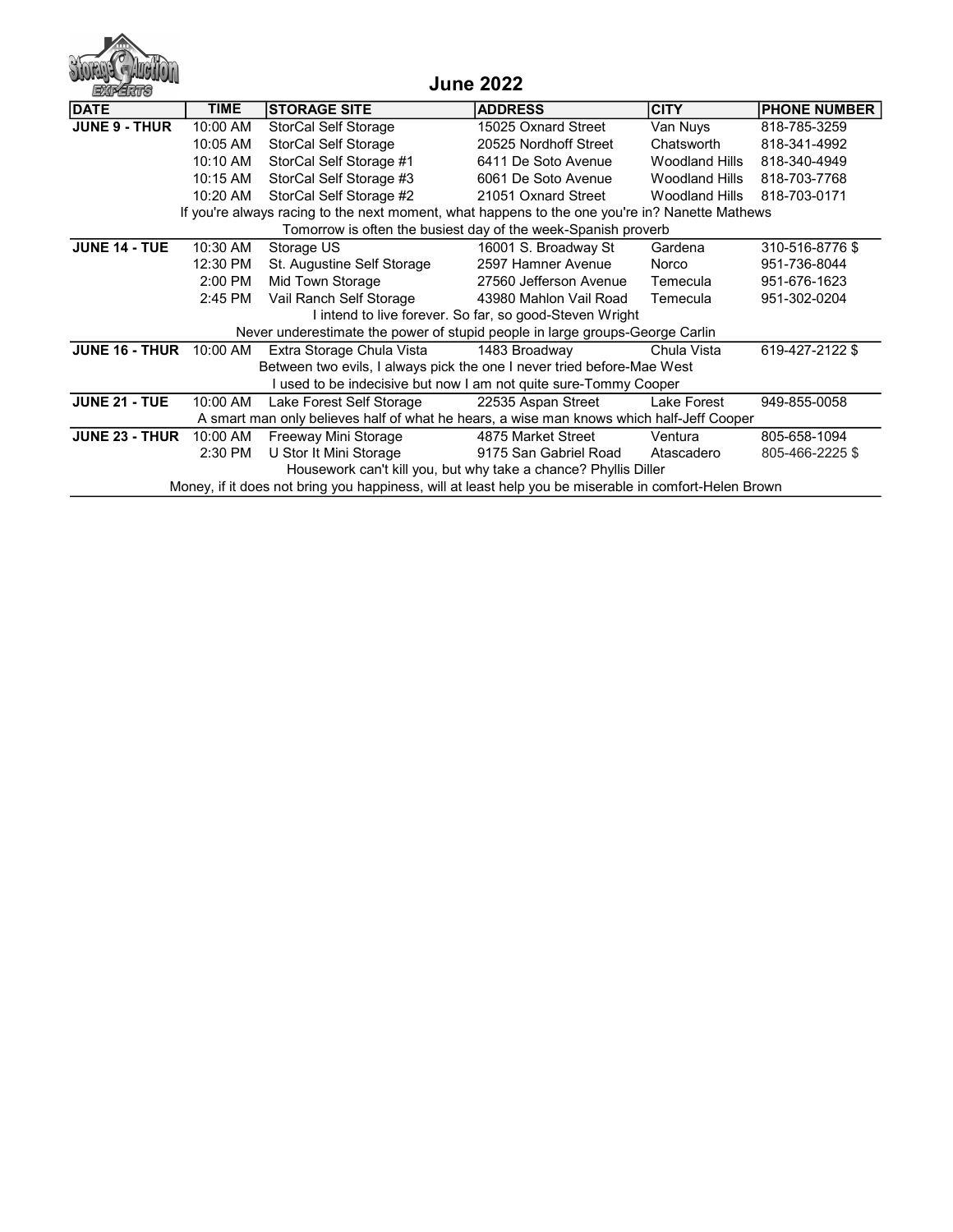# June 2022

| DATE | TIME | STORAGE SITE | ADDRESS | CITY | PHONE NUMBER |
|---|---|---|---|---|---|
| JUNE 9 - THUR | 10:00 AM | StorCal Self Storage | 15025 Oxnard Street | Van Nuys | 818-785-3259 |
| | 10:05 AM | StorCal Self Storage | 20525 Nordhoff Street | Chatsworth | 818-341-4992 |
| | 10:10 AM | StorCal Self Storage #1 | 6411 De Soto Avenue | Woodland Hills | 818-340-4949 |
| | 10:15 AM | StorCal Self Storage #3 | 6061 De Soto Avenue | Woodland Hills | 818-703-7768 |
| | 10:20 AM | StorCal Self Storage #2 | 21051 Oxnard Street | Woodland Hills | 818-703-0171 |
| If you're always racing to the next moment, what happens to the one you're in? Nanette Mathews | | | | | |
| Tomorrow is often the busiest day of the week-Spanish proverb | | | | | |
| JUNE 14 - TUE | 10:30 AM | Storage US | 16001 S. Broadway St | Gardena | 310-516-8776 $ |
| | 12:30 PM | St. Augustine Self Storage | 2597 Hamner Avenue | Norco | 951-736-8044 |
| | 2:00 PM | Mid Town Storage | 27560 Jefferson Avenue | Temecula | 951-676-1623 |
| | 2:45 PM | Vail Ranch Self Storage | 43980 Mahlon Vail Road | Temecula | 951-302-0204 |
| I intend to live forever. So far, so good-Steven Wright | | | | | |
| Never underestimate the power of stupid people in large groups-George Carlin | | | | | |
| JUNE 16 - THUR | 10:00 AM | Extra Storage Chula Vista | 1483 Broadway | Chula Vista | 619-427-2122 $ |
| Between two evils, I always pick the one I never tried before-Mae West | | | | | |
| I used to be indecisive but now I am not quite sure-Tommy Cooper | | | | | |
| JUNE 21 - TUE | 10:00 AM | Lake Forest Self Storage | 22535 Aspan Street | Lake Forest | 949-855-0058 |
| A smart man only believes half of what he hears, a wise man knows which half-Jeff Cooper | | | | | |
| JUNE 23 - THUR | 10:00 AM | Freeway Mini Storage | 4875 Market Street | Ventura | 805-658-1094 |
| | 2:30 PM | U Stor It Mini Storage | 9175 San Gabriel Road | Atascadero | 805-466-2225 $ |
| Housework can't kill you, but why take a chance? Phyllis Diller | | | | | |
| Money, if it does not bring you happiness, will at least help you be miserable in comfort-Helen Brown | | | | | |